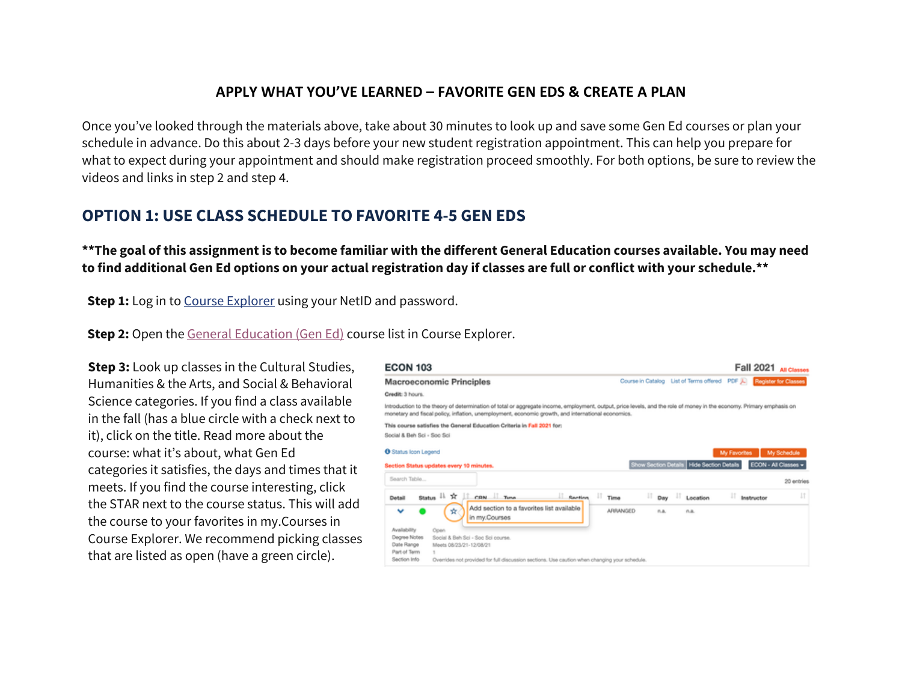# APPLY WHAT YOU'VE LEARNED – FAVORITE GEN EDS & CREATE A PLAN

Once you've looked through the materials above, take about 30 minutes to look up and save some Gen Ed courses or plan your schedule in advance. Do this about 2-3 days before your new student registration appointment. This can help you prepare for what to expect during your appointment and should make registration proceed smoothly. For both options, be sure to review the videos and links in step 2 and step 4.

## OPTION 1: USE CLASS SCHEDULE TO FAVORITE 4-5 GEN EDS

**\*\*The goal of this assignment is to become familiar with the different General Education courses available. You may need to find additional Gen Ed options on your actual registration day if classes are full or conflict with your schedule.\*\***

**Step 1:** Log in to Course Explorer using your NetID and password.

**Step 2:** Open the General Education (Gen Ed) course list in Course Explorer.

**Step 3:** Look up classes in the Cultural Studies, Humanities & the Arts, and Social & Behavioral Science categories. If you find a class available in the fall (has a blue circle with a check next to it), click on the title. Read more about the course: what it's about, what Gen Ed categories it satisfies, the days and times that it meets. If you find the course interesting, click the STAR next to the course status. This will add the course to your favorites in my.Courses in Course Explorer. We recommend picking classes that are listed as open (have a green circle).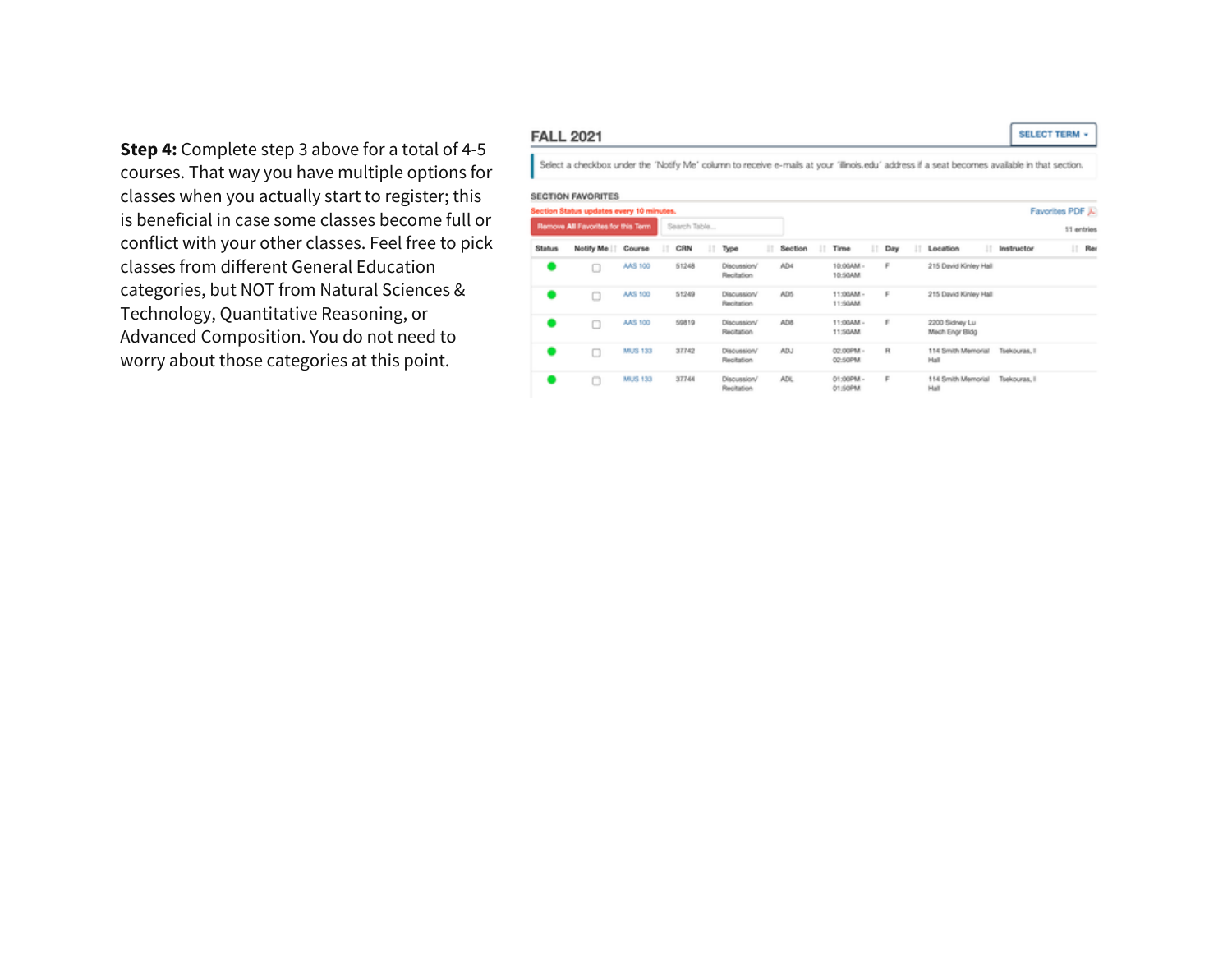**Step 4:** Complete step 3 above for a total of 4-5 courses. That way you have multiple options for classes when you actually start to register; this is beneficial in case some classes become full or conflict with your other classes. Feel free to pick classes from different General Education categories, but NOT from Natural Sciences & Technology, Quantitative Reasoning, or Advanced Composition. You do not need to worry about those categories at this point.

## FALL 2021

SELECT TERM

Select a checkbox under the 'Notify Me' column to receive e-mails at your 'illinois.edu' address if a seat becomes available in that section.

### SECTION FAVORITES

Section Status updates every 10 minutes.

Remove All Favorites for this Term

Favorites PDF

11 entries

| Status | Notify Me | Course | CRN | Type | Section | Time | Day | Location | Instructor |
|---|---|---|---|---|---|---|---|---|---|
| ● | ☐ | AAS 100 | 51248 | Discussion/ Recitation | AD4 | 10:00AM - 10:50AM | F | 215 David Kinley Hall | |
| ● | ☐ | AAS 100 | 51249 | Discussion/ Recitation | AD5 | 11:00AM - 11:50AM | F | 215 David Kinley Hall | |
| ● | ☐ | AAS 100 | 59819 | Discussion/ Recitation | AD8 | 11:00AM - 11:50AM | F | 2200 Sidney Lu Mech Engr Bldg | |
| ● | ☐ | MUS 133 | 37742 | Discussion/ Recitation | ADJ | 02:00PM - 02:50PM | R | 114 Smith Memorial Hall | Tsekouras, I |
| ● | ☐ | MUS 133 | 37744 | Discussion/ Recitation | ADL | 01:00PM - 01:50PM | F | 114 Smith Memorial Hall | Tsekouras, I |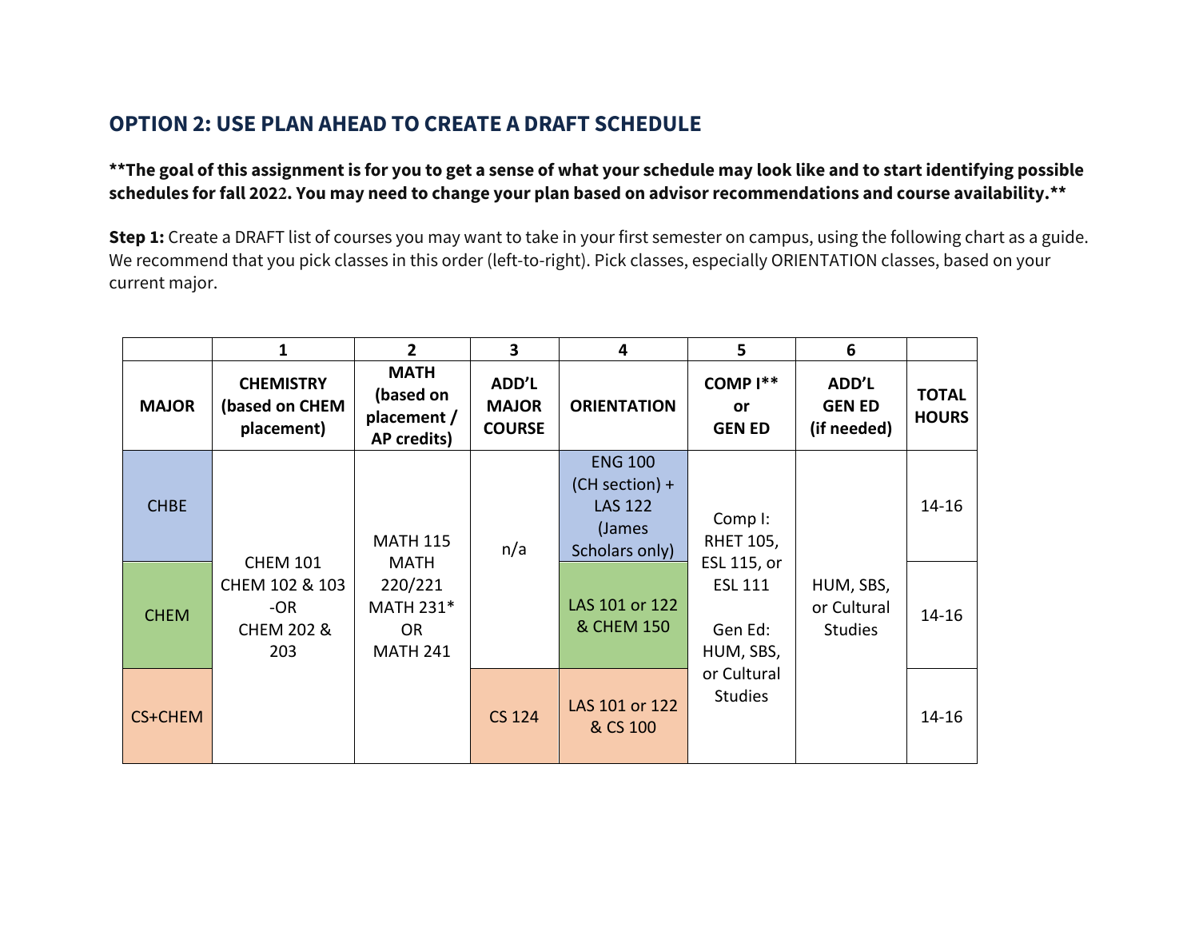## OPTION 2: USE PLAN AHEAD TO CREATE A DRAFT SCHEDULE

**\*\*The goal of this assignment is for you to get a sense of what your schedule may look like and to start identifying possible schedules for fall 2022. You may need to change your plan based on advisor recommendations and course availability.\*\***

**Step 1:** Create a DRAFT list of courses you may want to take in your first semester on campus, using the following chart as a guide. We recommend that you pick classes in this order (left-to-right). Pick classes, especially ORIENTATION classes, based on your current major.

| | 1 | 2 | 3 | 4 | 5 | 6 | |
|---|---|---|---|---|---|---|---|
| **MAJOR** | **CHEMISTRY (based on CHEM placement)** | **MATH (based on placement / AP credits)** | **ADD'L MAJOR COURSE** | **ORIENTATION** | **COMP I\*\* or GEN ED** | **ADD'L GEN ED (if needed)** | **TOTAL HOURS** |
| CHBE | CHEM 101<br>CHEM 102 & 103<br>-OR<br>CHEM 202 & 203 | MATH 115<br>MATH 220/221<br>MATH 231*<br>OR<br>MATH 241 | n/a | ENG 100 (CH section) + LAS 122 (James Scholars only) | Comp I: RHET 105, ESL 115, or ESL 111<br><br>Gen Ed: HUM, SBS, or Cultural Studies | HUM, SBS, or Cultural Studies | 14-16 |
| CHEM | | | n/a | LAS 101 or 122 & CHEM 150 | | | 14-16 |
| CS+CHEM | | | CS 124 | LAS 101 or 122 & CS 100 | | | 14-16 |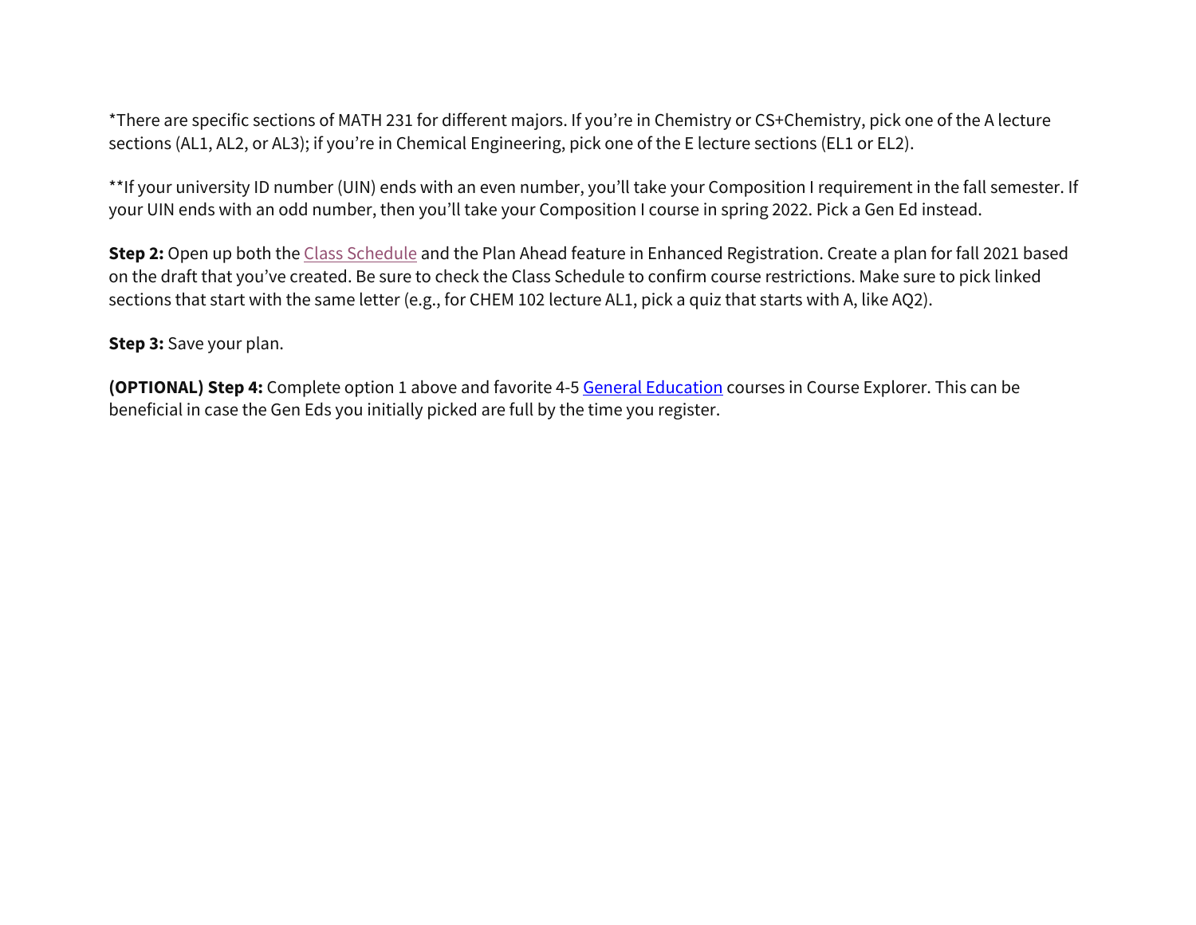*There are specific sections of MATH 231 for different majors. If you're in Chemistry or CS+Chemistry, pick one of the A lecture sections (AL1, AL2, or AL3); if you're in Chemical Engineering, pick one of the E lecture sections (EL1 or EL2).

**If your university ID number (UIN) ends with an even number, you'll take your Composition I requirement in the fall semester. If your UIN ends with an odd number, then you'll take your Composition I course in spring 2022. Pick a Gen Ed instead.

**Step 2:** Open up both the Class Schedule and the Plan Ahead feature in Enhanced Registration. Create a plan for fall 2021 based on the draft that you've created. Be sure to check the Class Schedule to confirm course restrictions. Make sure to pick linked sections that start with the same letter (e.g., for CHEM 102 lecture AL1, pick a quiz that starts with A, like AQ2).

**Step 3:** Save your plan.

**(OPTIONAL) Step 4:** Complete option 1 above and favorite 4-5 General Education courses in Course Explorer. This can be beneficial in case the Gen Eds you initially picked are full by the time you register.